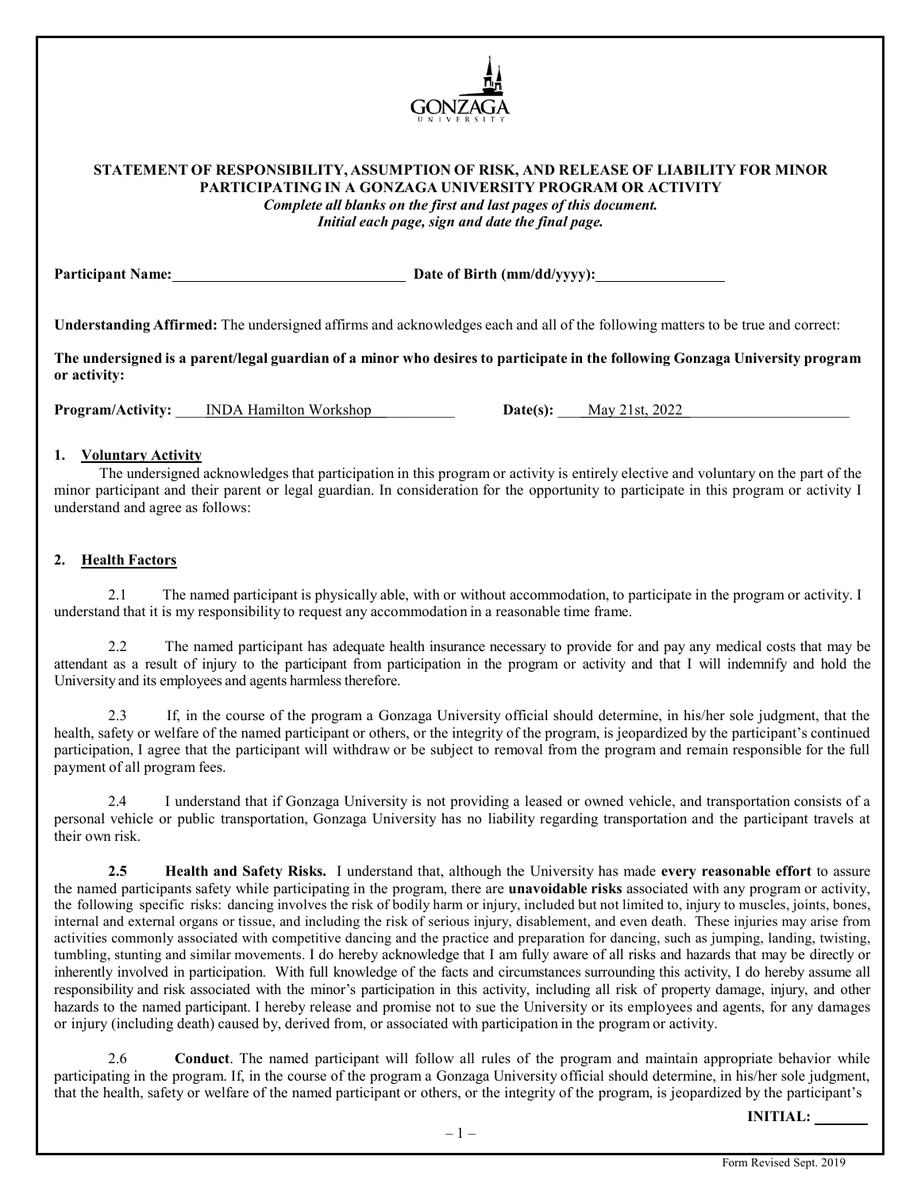**STATEMENT OF RESPONSIBILITY, ASSUMPTION OF RISK, AND RELEASE OF LIABILITY FOR MINOR PARTICIPATING IN A GONZAGA UNIVERSITY PROGRAM OR ACTIVITY**

***Complete all blanks on the first and last pages of this document.***
***Initial each page, sign and date the final page.***

**Participant Name:** ______________________________ **Date of Birth (mm/dd/yyyy):** ________________

**Understanding Affirmed:** The undersigned affirms and acknowledges each and all of the following matters to be true and correct:

**The undersigned is a parent/legal guardian of a minor who desires to participate in the following Gonzaga University program or activity:**

**Program/Activity:** INDA Hamilton Workshop **Date(s):** May 21st, 2022

**1. Voluntary Activity**

The undersigned acknowledges that participation in this program or activity is entirely elective and voluntary on the part of the minor participant and their parent or legal guardian. In consideration for the opportunity to participate in this program or activity I understand and agree as follows:

**2. Health Factors**

2.1 The named participant is physically able, with or without accommodation, to participate in the program or activity. I understand that it is my responsibility to request any accommodation in a reasonable time frame.

2.2 The named participant has adequate health insurance necessary to provide for and pay any medical costs that may be attendant as a result of injury to the participant from participation in the program or activity and that I will indemnify and hold the University and its employees and agents harmless therefore.

2.3 If, in the course of the program a Gonzaga University official should determine, in his/her sole judgment, that the health, safety or welfare of the named participant or others, or the integrity of the program, is jeopardized by the participant's continued participation, I agree that the participant will withdraw or be subject to removal from the program and remain responsible for the full payment of all program fees.

2.4 I understand that if Gonzaga University is not providing a leased or owned vehicle, and transportation consists of a personal vehicle or public transportation, Gonzaga University has no liability regarding transportation and the participant travels at their own risk.

**2.5 Health and Safety Risks.** I understand that, although the University has made **every reasonable effort** to assure the named participants safety while participating in the program, there are **unavoidable risks** associated with any program or activity, the following specific risks: dancing involves the risk of bodily harm or injury, included but not limited to, injury to muscles, joints, bones, internal and external organs or tissue, and including the risk of serious injury, disablement, and even death. These injuries may arise from activities commonly associated with competitive dancing and the practice and preparation for dancing, such as jumping, landing, twisting, tumbling, stunting and similar movements. I do hereby acknowledge that I am fully aware of all risks and hazards that may be directly or inherently involved in participation. With full knowledge of the facts and circumstances surrounding this activity, I do hereby assume all responsibility and risk associated with the minor's participation in this activity, including all risk of property damage, injury, and other hazards to the named participant. I hereby release and promise not to sue the University or its employees and agents, for any damages or injury (including death) caused by, derived from, or associated with participation in the program or activity.

2.6 **Conduct**. The named participant will follow all rules of the program and maintain appropriate behavior while participating in the program. If, in the course of the program a Gonzaga University official should determine, in his/her sole judgment, that the health, safety or welfare of the named participant or others, or the integrity of the program, is jeopardized by the participant's

**INITIAL:** _______

Form Revised Sept. 2019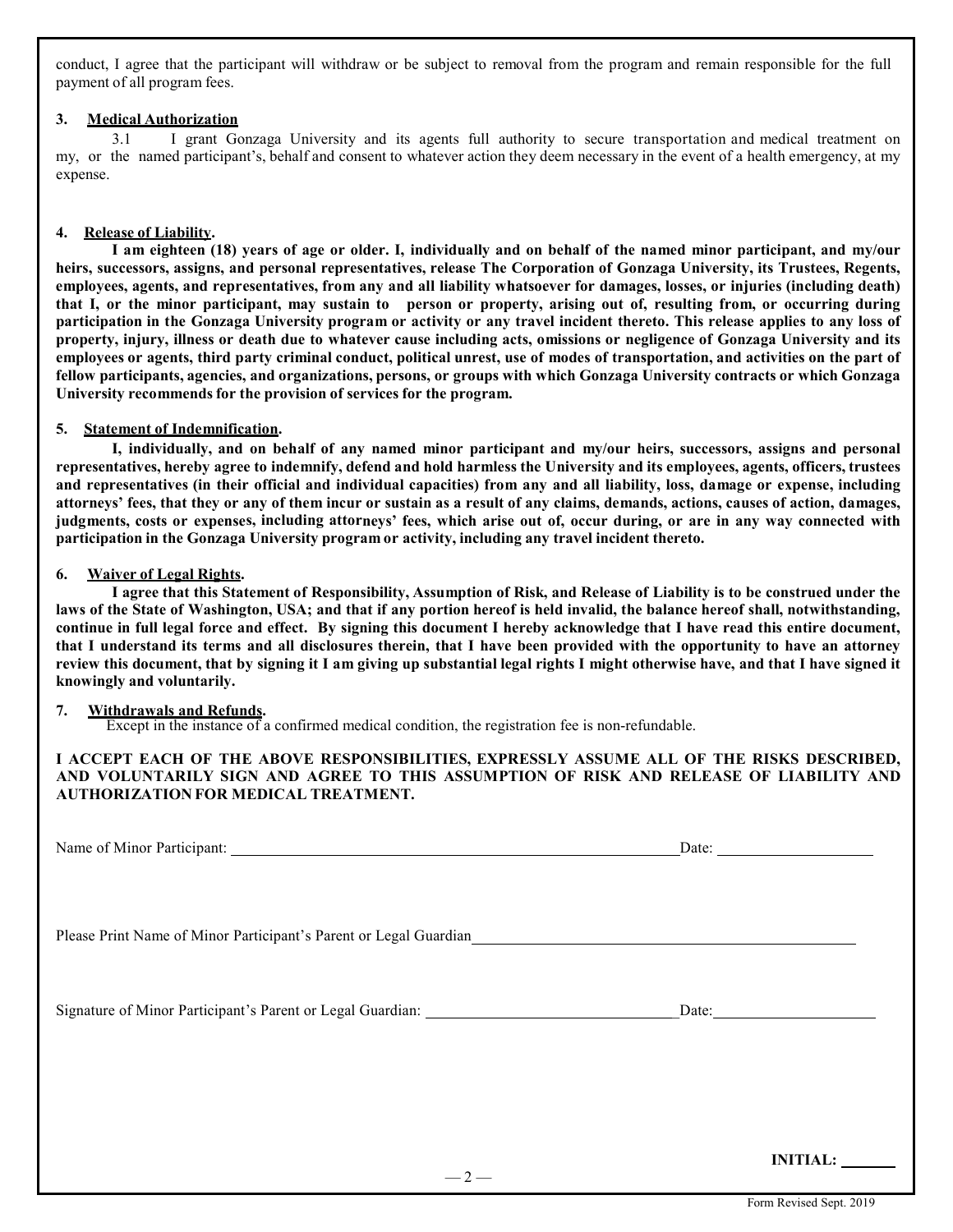conduct, I agree that the participant will withdraw or be subject to removal from the program and remain responsible for the full payment of all program fees.

**3. Medical Authorization**

3.1 I grant Gonzaga University and its agents full authority to secure transportation and medical treatment on my, or the named participant's, behalf and consent to whatever action they deem necessary in the event of a health emergency, at my expense.

**4. Release of Liability.**

**I am eighteen (18) years of age or older. I, individually and on behalf of the named minor participant, and my/our heirs, successors, assigns, and personal representatives, release The Corporation of Gonzaga University, its Trustees, Regents, employees, agents, and representatives, from any and all liability whatsoever for damages, losses, or injuries (including death) that I, or the minor participant, may sustain to person or property, arising out of, resulting from, or occurring during participation in the Gonzaga University program or activity or any travel incident thereto. This release applies to any loss of property, injury, illness or death due to whatever cause including acts, omissions or negligence of Gonzaga University and its employees or agents, third party criminal conduct, political unrest, use of modes of transportation, and activities on the part of fellow participants, agencies, and organizations, persons, or groups with which Gonzaga University contracts or which Gonzaga University recommends for the provision of services for the program.**

**5. Statement of Indemnification.**

**I, individually, and on behalf of any named minor participant and my/our heirs, successors, assigns and personal representatives, hereby agree to indemnify, defend and hold harmless the University and its employees, agents, officers, trustees and representatives (in their official and individual capacities) from any and all liability, loss, damage or expense, including attorneys' fees, that they or any of them incur or sustain as a result of any claims, demands, actions, causes of action, damages, judgments, costs or expenses, including attorneys' fees, which arise out of, occur during, or are in any way connected with participation in the Gonzaga University program or activity, including any travel incident thereto.**

**6. Waiver of Legal Rights.**

**I agree that this Statement of Responsibility, Assumption of Risk, and Release of Liability is to be construed under the laws of the State of Washington, USA; and that if any portion hereof is held invalid, the balance hereof shall, notwithstanding, continue in full legal force and effect. By signing this document I hereby acknowledge that I have read this entire document, that I understand its terms and all disclosures therein, that I have been provided with the opportunity to have an attorney review this document, that by signing it I am giving up substantial legal rights I might otherwise have, and that I have signed it knowingly and voluntarily.**

**7. Withdrawals and Refunds.**

Except in the instance of a confirmed medical condition, the registration fee is non-refundable.

**I ACCEPT EACH OF THE ABOVE RESPONSIBILITIES, EXPRESSLY ASSUME ALL OF THE RISKS DESCRIBED, AND VOLUNTARILY SIGN AND AGREE TO THIS ASSUMPTION OF RISK AND RELEASE OF LIABILITY AND AUTHORIZATION FOR MEDICAL TREATMENT.**

Name of Minor Participant: ______________________________ Date: ______________

Please Print Name of Minor Participant's Parent or Legal Guardian ______________________________

Signature of Minor Participant's Parent or Legal Guardian: ______________________________ Date: ______________

**INITIAL:** ______

Form Revised Sept. 2019